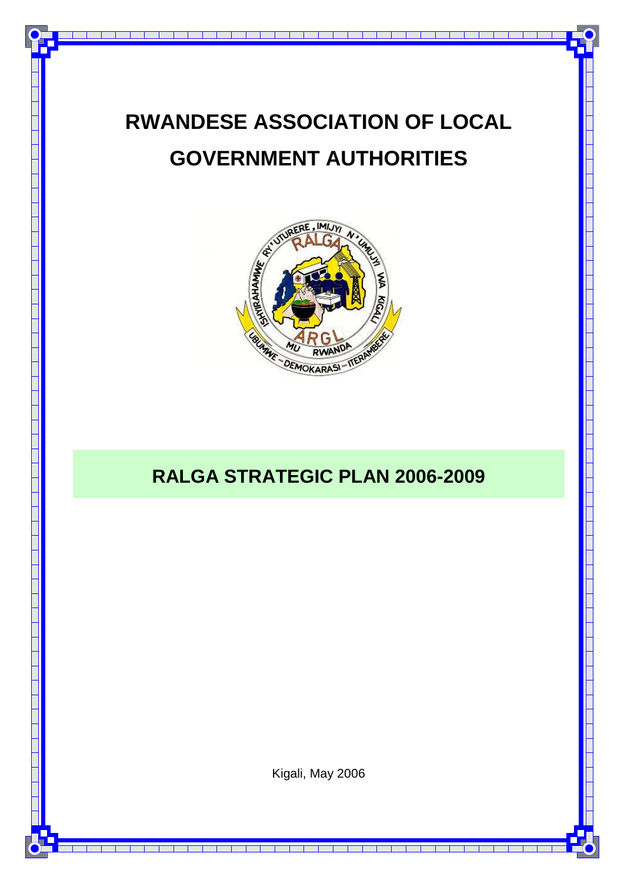# RWANDESE ASSOCIATION OF LOCAL GOVERNMENT AUTHORITIES

## RALGA STRATEGIC PLAN 2006-2009

Kigali, May 2006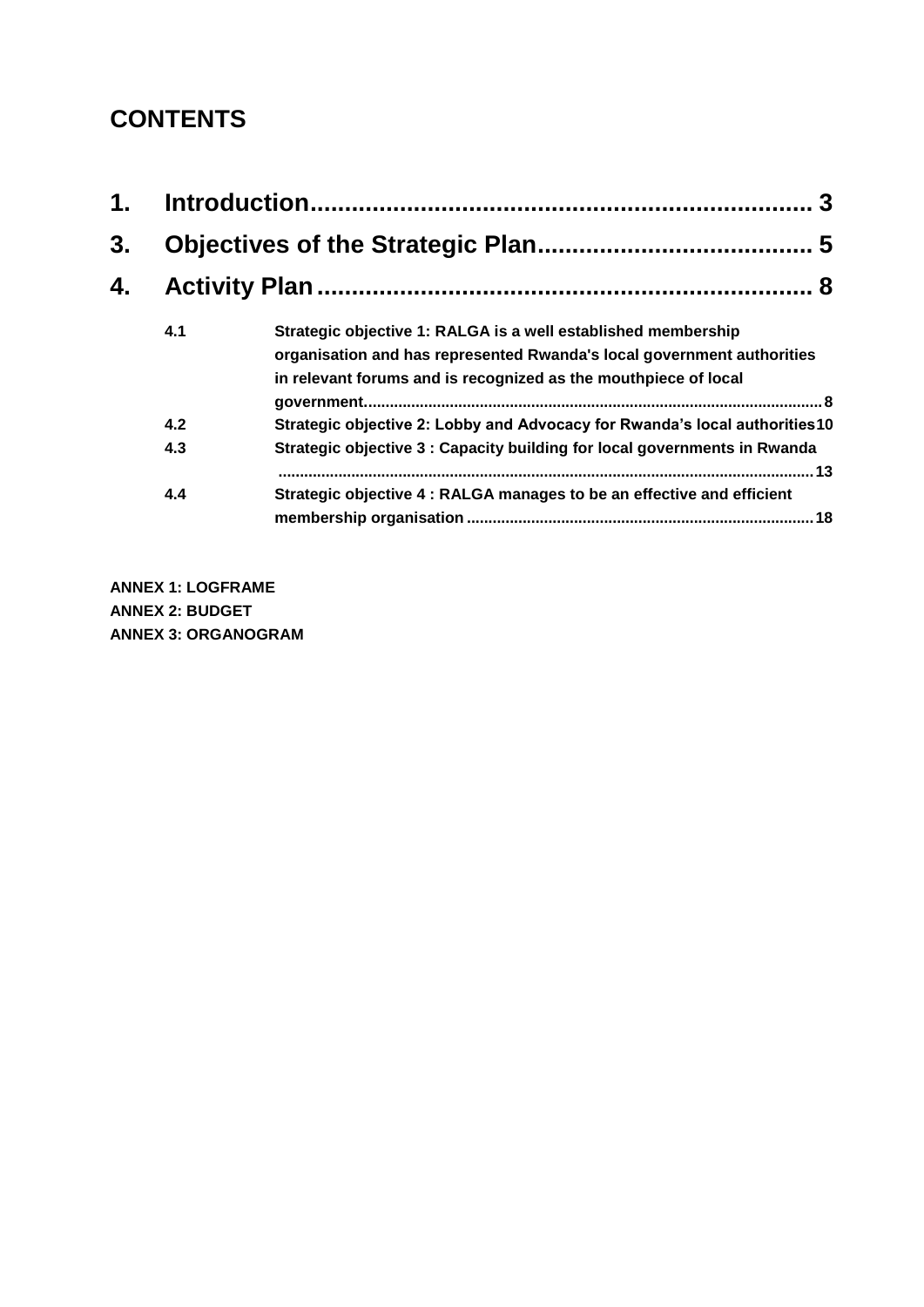# CONTENTS

**1. Introduction........................................................................ 3**

**3. Objectives of the Strategic Plan....................................... 5**

**4. Activity Plan........................................................................ 8**

- **4.1 Strategic objective 1: RALGA is a well established membership organisation and has represented Rwanda's local government authorities in relevant forums and is recognized as the mouthpiece of local government........................................................................................................ 8**
- **4.2 Strategic objective 2: Lobby and Advocacy for Rwanda's local authorities 10**
- **4.3 Strategic objective 3 : Capacity building for local governments in Rwanda ........................................................................................................................... 13**
- **4.4 Strategic objective 4 : RALGA manages to be an effective and efficient membership organisation ................................................................................ 18**

**ANNEX 1: LOGFRAME**
**ANNEX 2: BUDGET**
**ANNEX 3: ORGANOGRAM**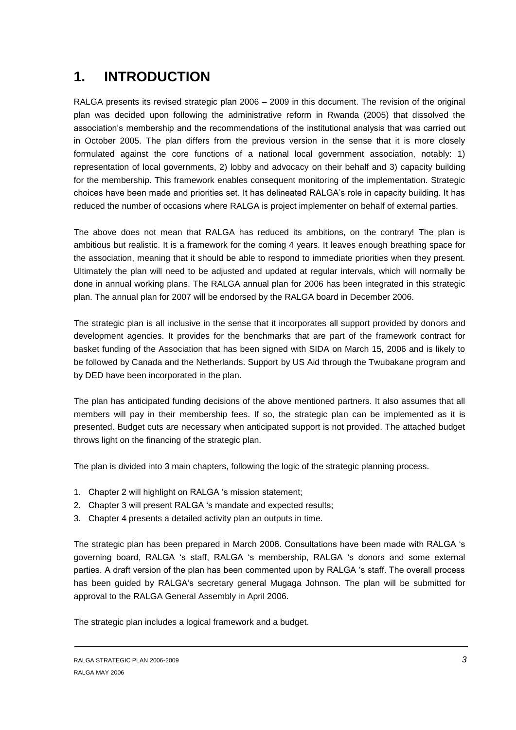# 1. INTRODUCTION

RALGA presents its revised strategic plan 2006 – 2009 in this document. The revision of the original plan was decided upon following the administrative reform in Rwanda (2005) that dissolved the association's membership and the recommendations of the institutional analysis that was carried out in October 2005. The plan differs from the previous version in the sense that it is more closely formulated against the core functions of a national local government association, notably: 1) representation of local governments, 2) lobby and advocacy on their behalf and 3) capacity building for the membership. This framework enables consequent monitoring of the implementation. Strategic choices have been made and priorities set. It has delineated RALGA's role in capacity building. It has reduced the number of occasions where RALGA is project implementer on behalf of external parties.

The above does not mean that RALGA has reduced its ambitions, on the contrary! The plan is ambitious but realistic. It is a framework for the coming 4 years. It leaves enough breathing space for the association, meaning that it should be able to respond to immediate priorities when they present. Ultimately the plan will need to be adjusted and updated at regular intervals, which will normally be done in annual working plans. The RALGA annual plan for 2006 has been integrated in this strategic plan. The annual plan for 2007 will be endorsed by the RALGA board in December 2006.

The strategic plan is all inclusive in the sense that it incorporates all support provided by donors and development agencies. It provides for the benchmarks that are part of the framework contract for basket funding of the Association that has been signed with SIDA on March 15, 2006 and is likely to be followed by Canada and the Netherlands. Support by US Aid through the Twubakane program and by DED have been incorporated in the plan.

The plan has anticipated funding decisions of the above mentioned partners. It also assumes that all members will pay in their membership fees. If so, the strategic plan can be implemented as it is presented. Budget cuts are necessary when anticipated support is not provided. The attached budget throws light on the financing of the strategic plan.

The plan is divided into 3 main chapters, following the logic of the strategic planning process.

1. Chapter 2 will highlight on RALGA 's mission statement;
2. Chapter 3 will present RALGA 's mandate and expected results;
3. Chapter 4 presents a detailed activity plan an outputs in time.

The strategic plan has been prepared in March 2006. Consultations have been made with RALGA 's governing board, RALGA 's staff, RALGA 's membership, RALGA 's donors and some external parties. A draft version of the plan has been commented upon by RALGA 's staff. The overall process has been guided by RALGA's secretary general Mugaga Johnson. The plan will be submitted for approval to the RALGA General Assembly in April 2006.

The strategic plan includes a logical framework and a budget.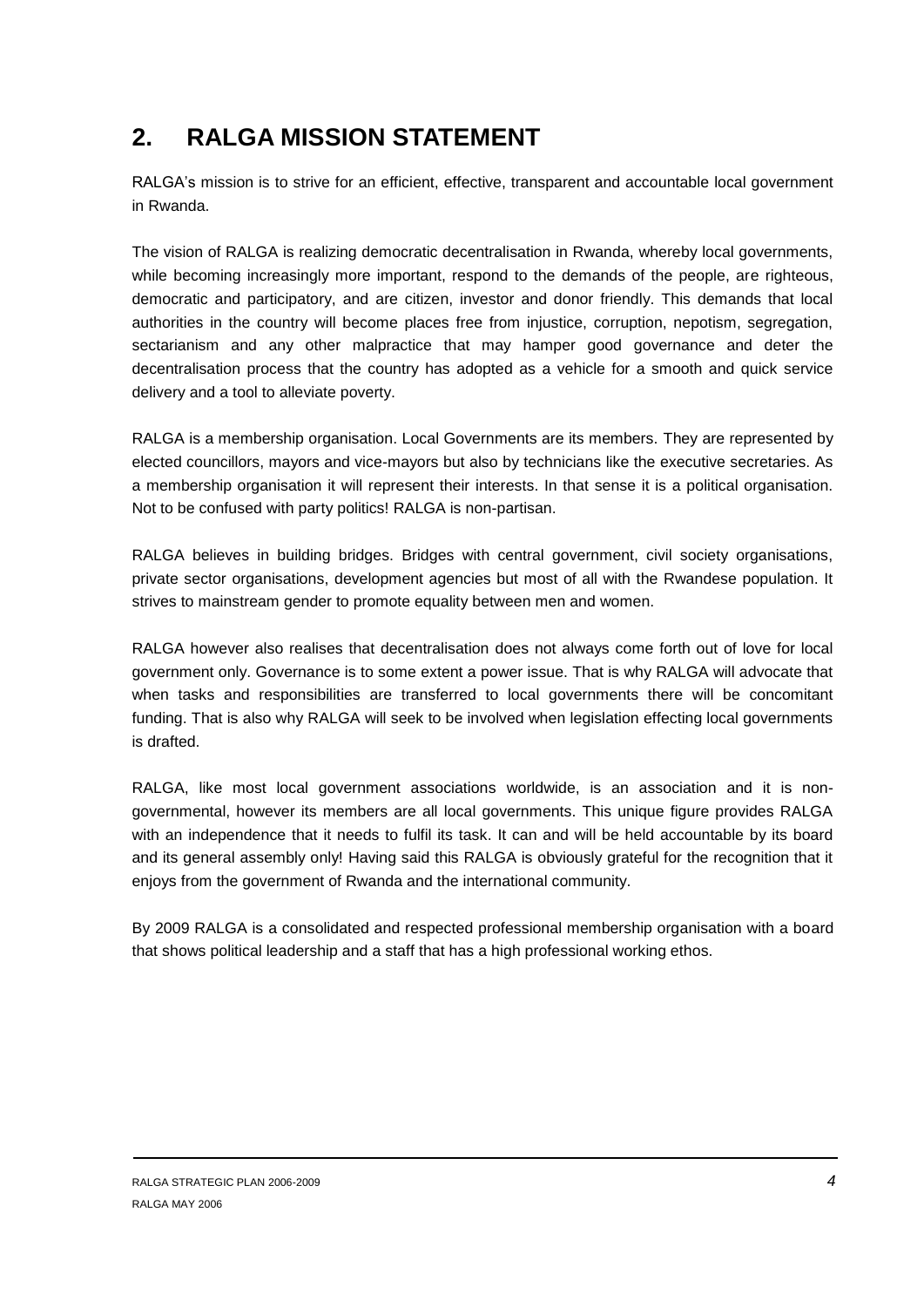## 2. RALGA MISSION STATEMENT

RALGA's mission is to strive for an efficient, effective, transparent and accountable local government in Rwanda.

The vision of RALGA is realizing democratic decentralisation in Rwanda, whereby local governments, while becoming increasingly more important, respond to the demands of the people, are righteous, democratic and participatory, and are citizen, investor and donor friendly. This demands that local authorities in the country will become places free from injustice, corruption, nepotism, segregation, sectarianism and any other malpractice that may hamper good governance and deter the decentralisation process that the country has adopted as a vehicle for a smooth and quick service delivery and a tool to alleviate poverty.

RALGA is a membership organisation. Local Governments are its members. They are represented by elected councillors, mayors and vice-mayors but also by technicians like the executive secretaries. As a membership organisation it will represent their interests. In that sense it is a political organisation. Not to be confused with party politics! RALGA is non-partisan.

RALGA believes in building bridges. Bridges with central government, civil society organisations, private sector organisations, development agencies but most of all with the Rwandese population. It strives to mainstream gender to promote equality between men and women.

RALGA however also realises that decentralisation does not always come forth out of love for local government only. Governance is to some extent a power issue. That is why RALGA will advocate that when tasks and responsibilities are transferred to local governments there will be concomitant funding. That is also why RALGA will seek to be involved when legislation effecting local governments is drafted.

RALGA, like most local government associations worldwide, is an association and it is non-governmental, however its members are all local governments. This unique figure provides RALGA with an independence that it needs to fulfil its task. It can and will be held accountable by its board and its general assembly only! Having said this RALGA is obviously grateful for the recognition that it enjoys from the government of Rwanda and the international community.

By 2009 RALGA is a consolidated and respected professional membership organisation with a board that shows political leadership and a staff that has a high professional working ethos.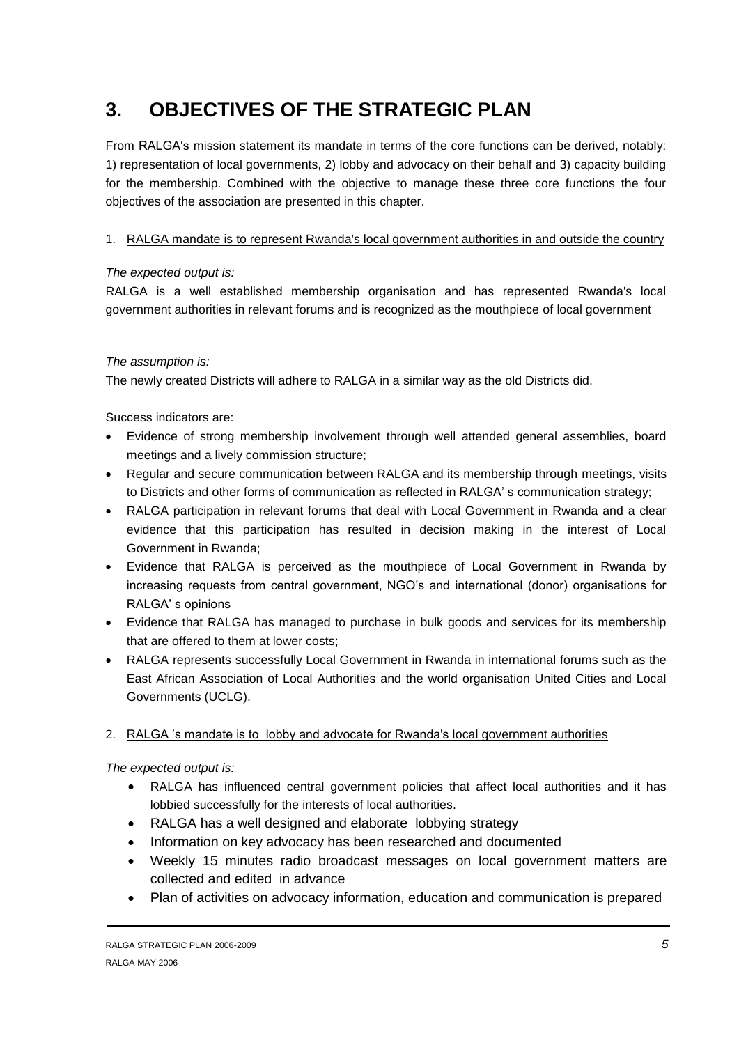# 3. OBJECTIVES OF THE STRATEGIC PLAN

From RALGA's mission statement its mandate in terms of the core functions can be derived, notably: 1) representation of local governments, 2) lobby and advocacy on their behalf and 3) capacity building for the membership. Combined with the objective to manage these three core functions the four objectives of the association are presented in this chapter.

1. <u>RALGA mandate is to represent Rwanda's local government authorities in and outside the country</u>

*The expected output is:*

RALGA is a well established membership organisation and has represented Rwanda's local government authorities in relevant forums and is recognized as the mouthpiece of local government

*The assumption is:*

The newly created Districts will adhere to RALGA in a similar way as the old Districts did.

<u>Success indicators are:</u>

- Evidence of strong membership involvement through well attended general assemblies, board meetings and a lively commission structure;
- Regular and secure communication between RALGA and its membership through meetings, visits to Districts and other forms of communication as reflected in RALGA' s communication strategy;
- RALGA participation in relevant forums that deal with Local Government in Rwanda and a clear evidence that this participation has resulted in decision making in the interest of Local Government in Rwanda;
- Evidence that RALGA is perceived as the mouthpiece of Local Government in Rwanda by increasing requests from central government, NGO's and international (donor) organisations for RALGA' s opinions
- Evidence that RALGA has managed to purchase in bulk goods and services for its membership that are offered to them at lower costs;
- RALGA represents successfully Local Government in Rwanda in international forums such as the East African Association of Local Authorities and the world organisation United Cities and Local Governments (UCLG).

2. <u>RALGA 's mandate is to lobby and advocate for Rwanda's local government authorities</u>

*The expected output is:*

- RALGA has influenced central government policies that affect local authorities and it has lobbied successfully for the interests of local authorities.
- RALGA has a well designed and elaborate lobbying strategy
- Information on key advocacy has been researched and documented
- Weekly 15 minutes radio broadcast messages on local government matters are collected and edited in advance
- Plan of activities on advocacy information, education and communication is prepared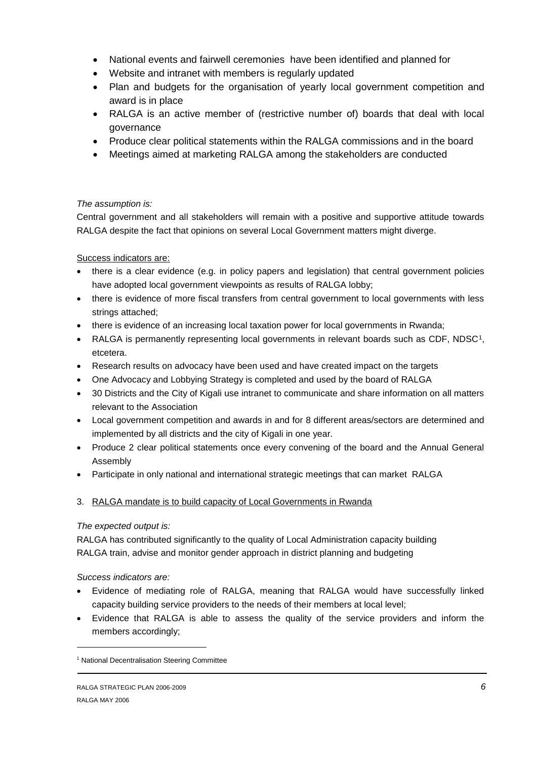- National events and fairwell ceremonies have been identified and planned for
- Website and intranet with members is regularly updated
- Plan and budgets for the organisation of yearly local government competition and award is in place
- RALGA is an active member of (restrictive number of) boards that deal with local governance
- Produce clear political statements within the RALGA commissions and in the board
- Meetings aimed at marketing RALGA among the stakeholders are conducted

*The assumption is:*

Central government and all stakeholders will remain with a positive and supportive attitude towards RALGA despite the fact that opinions on several Local Government matters might diverge.

Success indicators are:

- there is a clear evidence (e.g. in policy papers and legislation) that central government policies have adopted local government viewpoints as results of RALGA lobby;
- there is evidence of more fiscal transfers from central government to local governments with less strings attached;
- there is evidence of an increasing local taxation power for local governments in Rwanda;
- RALGA is permanently representing local governments in relevant boards such as CDF, NDSC[1], etcetera.
- Research results on advocacy have been used and have created impact on the targets
- One Advocacy and Lobbying Strategy is completed and used by the board of RALGA
- 30 Districts and the City of Kigali use intranet to communicate and share information on all matters relevant to the Association
- Local government competition and awards in and for 8 different areas/sectors are determined and implemented by all districts and the city of Kigali in one year.
- Produce 2 clear political statements once every convening of the board and the Annual General Assembly
- Participate in only national and international strategic meetings that can market RALGA

3. RALGA mandate is to build capacity of Local Governments in Rwanda

*The expected output is:*

RALGA has contributed significantly to the quality of Local Administration capacity building
RALGA train, advise and monitor gender approach in district planning and budgeting

*Success indicators are:*

- Evidence of mediating role of RALGA, meaning that RALGA would have successfully linked capacity building service providers to the needs of their members at local level;
- Evidence that RALGA is able to assess the quality of the service providers and inform the members accordingly;

[1] National Decentralisation Steering Committee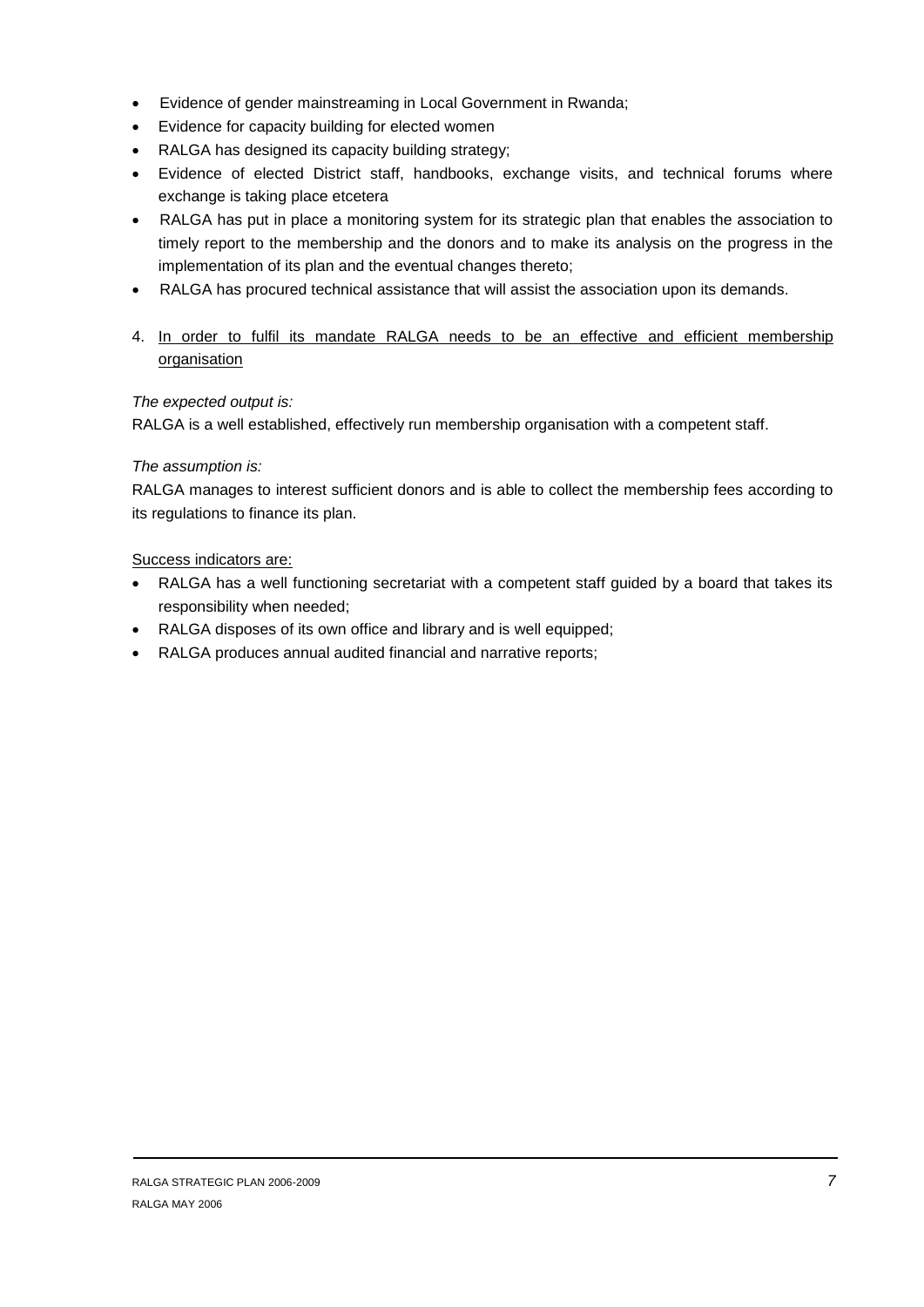- Evidence of gender mainstreaming in Local Government in Rwanda;
- Evidence for capacity building for elected women
- RALGA has designed its capacity building strategy;
- Evidence of elected District staff, handbooks, exchange visits, and technical forums where exchange is taking place etcetera
- RALGA has put in place a monitoring system for its strategic plan that enables the association to timely report to the membership and the donors and to make its analysis on the progress in the implementation of its plan and the eventual changes thereto;
- RALGA has procured technical assistance that will assist the association upon its demands.

4. <u>In order to fulfil its mandate RALGA needs to be an effective and efficient membership organisation</u>

*The expected output is:*

RALGA is a well established, effectively run membership organisation with a competent staff.

*The assumption is:*

RALGA manages to interest sufficient donors and is able to collect the membership fees according to its regulations to finance its plan.

<u>Success indicators are:</u>

- RALGA has a well functioning secretariat with a competent staff guided by a board that takes its responsibility when needed;
- RALGA disposes of its own office and library and is well equipped;
- RALGA produces annual audited financial and narrative reports;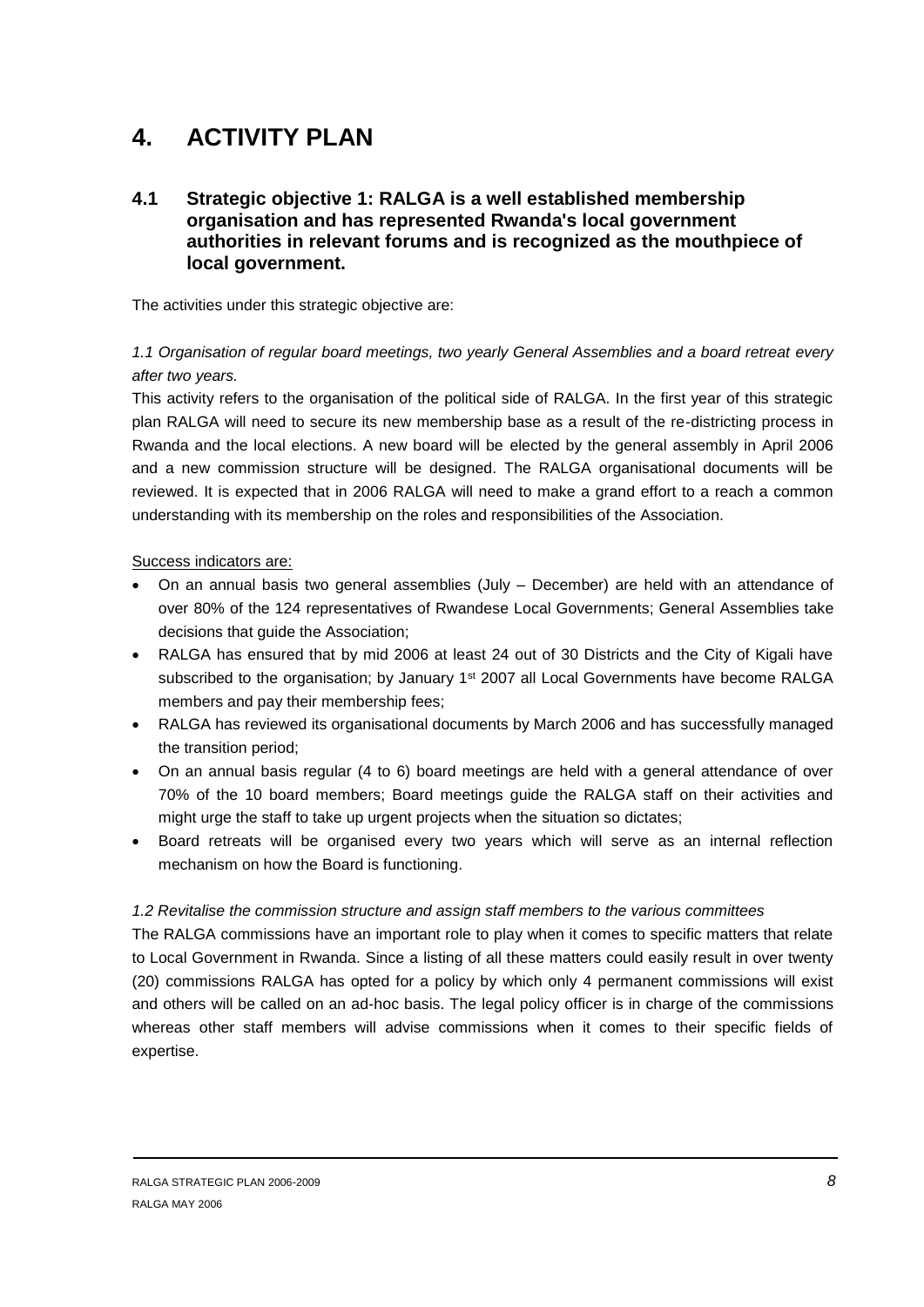# 4. ACTIVITY PLAN

## 4.1 Strategic objective 1: RALGA is a well established membership organisation and has represented Rwanda's local government authorities in relevant forums and is recognized as the mouthpiece of local government.

The activities under this strategic objective are:

*1.1 Organisation of regular board meetings, two yearly General Assemblies and a board retreat every after two years.*

This activity refers to the organisation of the political side of RALGA. In the first year of this strategic plan RALGA will need to secure its new membership base as a result of the re-districting process in Rwanda and the local elections. A new board will be elected by the general assembly in April 2006 and a new commission structure will be designed. The RALGA organisational documents will be reviewed. It is expected that in 2006 RALGA will need to make a grand effort to a reach a common understanding with its membership on the roles and responsibilities of the Association.

<u>Success indicators are:</u>

- On an annual basis two general assemblies (July – December) are held with an attendance of over 80% of the 124 representatives of Rwandese Local Governments; General Assemblies take decisions that guide the Association;
- RALGA has ensured that by mid 2006 at least 24 out of 30 Districts and the City of Kigali have subscribed to the organisation; by January 1st 2007 all Local Governments have become RALGA members and pay their membership fees;
- RALGA has reviewed its organisational documents by March 2006 and has successfully managed the transition period;
- On an annual basis regular (4 to 6) board meetings are held with a general attendance of over 70% of the 10 board members; Board meetings guide the RALGA staff on their activities and might urge the staff to take up urgent projects when the situation so dictates;
- Board retreats will be organised every two years which will serve as an internal reflection mechanism on how the Board is functioning.

*1.2 Revitalise the commission structure and assign staff members to the various committees*

The RALGA commissions have an important role to play when it comes to specific matters that relate to Local Government in Rwanda. Since a listing of all these matters could easily result in over twenty (20) commissions RALGA has opted for a policy by which only 4 permanent commissions will exist and others will be called on an ad-hoc basis. The legal policy officer is in charge of the commissions whereas other staff members will advise commissions when it comes to their specific fields of expertise.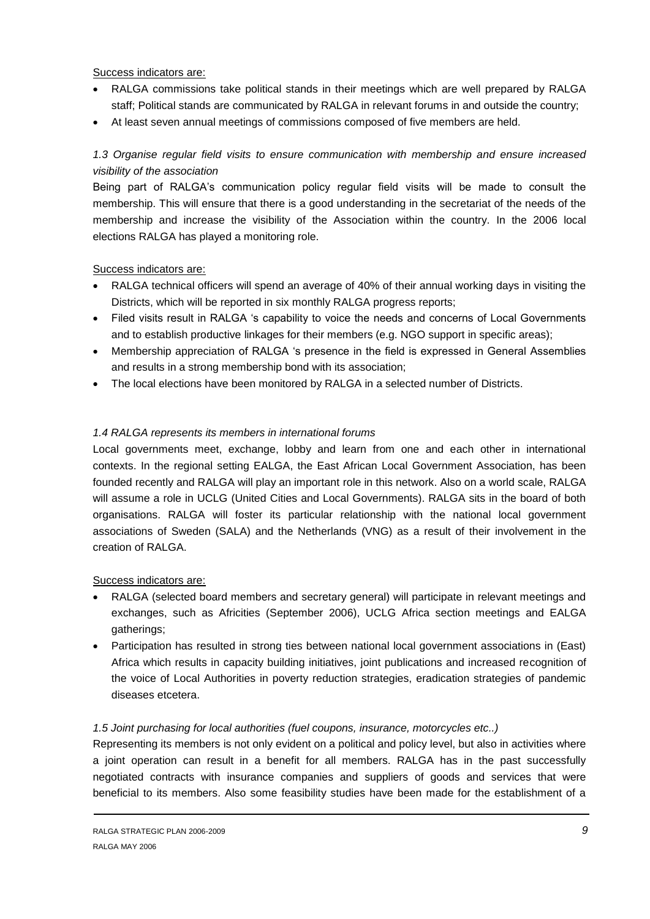Success indicators are:

- RALGA commissions take political stands in their meetings which are well prepared by RALGA staff; Political stands are communicated by RALGA in relevant forums in and outside the country;
- At least seven annual meetings of commissions composed of five members are held.

*1.3 Organise regular field visits to ensure communication with membership and ensure increased visibility of the association*

Being part of RALGA's communication policy regular field visits will be made to consult the membership. This will ensure that there is a good understanding in the secretariat of the needs of the membership and increase the visibility of the Association within the country. In the 2006 local elections RALGA has played a monitoring role.

Success indicators are:

- RALGA technical officers will spend an average of 40% of their annual working days in visiting the Districts, which will be reported in six monthly RALGA progress reports;
- Filed visits result in RALGA 's capability to voice the needs and concerns of Local Governments and to establish productive linkages for their members (e.g. NGO support in specific areas);
- Membership appreciation of RALGA 's presence in the field is expressed in General Assemblies and results in a strong membership bond with its association;
- The local elections have been monitored by RALGA in a selected number of Districts.

*1.4 RALGA represents its members in international forums*

Local governments meet, exchange, lobby and learn from one and each other in international contexts. In the regional setting EALGA, the East African Local Government Association, has been founded recently and RALGA will play an important role in this network. Also on a world scale, RALGA will assume a role in UCLG (United Cities and Local Governments). RALGA sits in the board of both organisations. RALGA will foster its particular relationship with the national local government associations of Sweden (SALA) and the Netherlands (VNG) as a result of their involvement in the creation of RALGA.

Success indicators are:

- RALGA (selected board members and secretary general) will participate in relevant meetings and exchanges, such as Africities (September 2006), UCLG Africa section meetings and EALGA gatherings;
- Participation has resulted in strong ties between national local government associations in (East) Africa which results in capacity building initiatives, joint publications and increased recognition of the voice of Local Authorities in poverty reduction strategies, eradication strategies of pandemic diseases etcetera.

*1.5 Joint purchasing for local authorities (fuel coupons, insurance, motorcycles etc..)*

Representing its members is not only evident on a political and policy level, but also in activities where a joint operation can result in a benefit for all members. RALGA has in the past successfully negotiated contracts with insurance companies and suppliers of goods and services that were beneficial to its members. Also some feasibility studies have been made for the establishment of a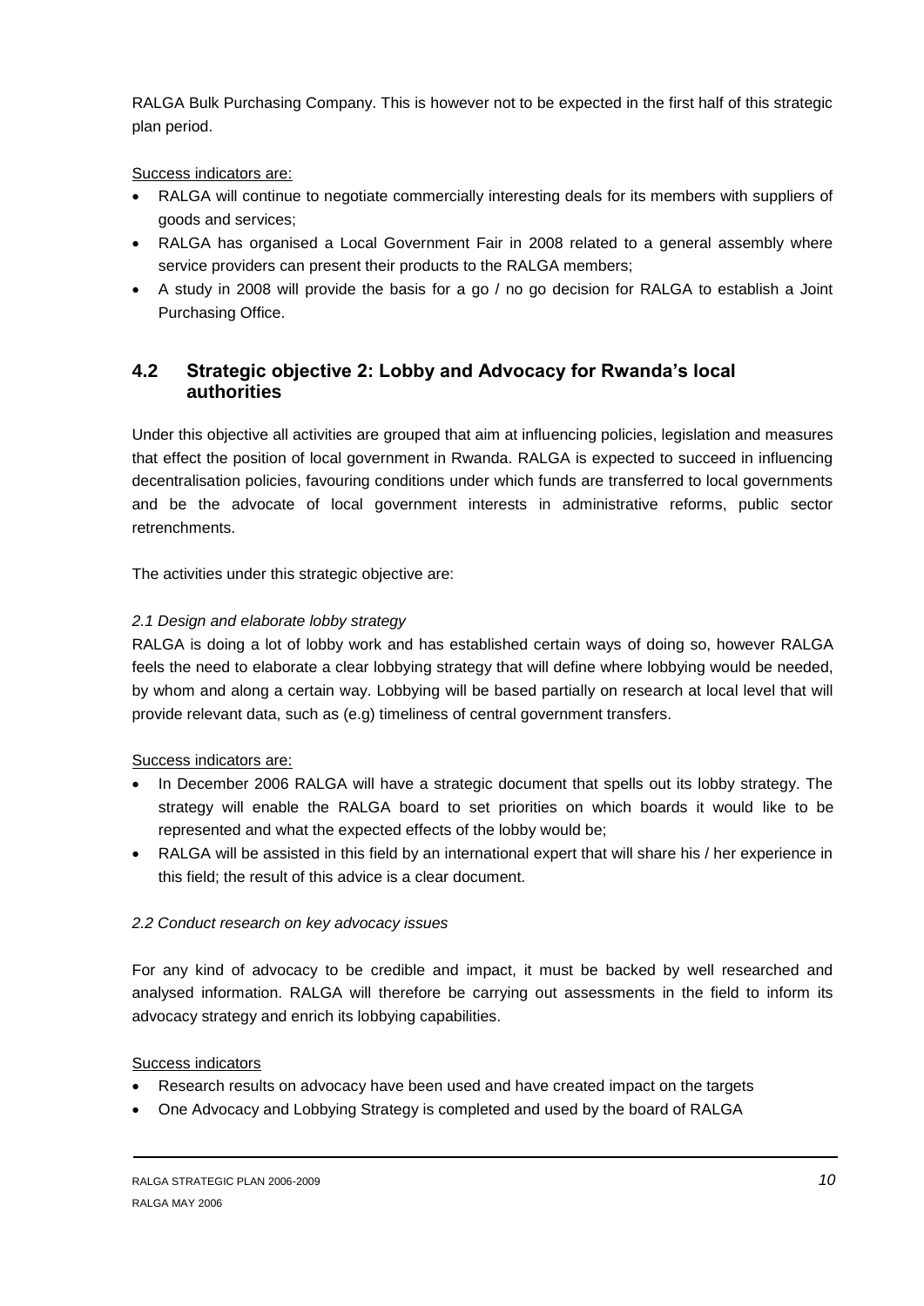RALGA Bulk Purchasing Company. This is however not to be expected in the first half of this strategic plan period.

Success indicators are:

- RALGA will continue to negotiate commercially interesting deals for its members with suppliers of goods and services;
- RALGA has organised a Local Government Fair in 2008 related to a general assembly where service providers can present their products to the RALGA members;
- A study in 2008 will provide the basis for a go / no go decision for RALGA to establish a Joint Purchasing Office.

## 4.2 Strategic objective 2: Lobby and Advocacy for Rwanda's local authorities

Under this objective all activities are grouped that aim at influencing policies, legislation and measures that effect the position of local government in Rwanda. RALGA is expected to succeed in influencing decentralisation policies, favouring conditions under which funds are transferred to local governments and be the advocate of local government interests in administrative reforms, public sector retrenchments.

The activities under this strategic objective are:

*2.1 Design and elaborate lobby strategy*

RALGA is doing a lot of lobby work and has established certain ways of doing so, however RALGA feels the need to elaborate a clear lobbying strategy that will define where lobbying would be needed, by whom and along a certain way. Lobbying will be based partially on research at local level that will provide relevant data, such as (e.g) timeliness of central government transfers.

Success indicators are:

- In December 2006 RALGA will have a strategic document that spells out its lobby strategy. The strategy will enable the RALGA board to set priorities on which boards it would like to be represented and what the expected effects of the lobby would be;
- RALGA will be assisted in this field by an international expert that will share his / her experience in this field; the result of this advice is a clear document.

*2.2 Conduct research on key advocacy issues*

For any kind of advocacy to be credible and impact, it must be backed by well researched and analysed information. RALGA will therefore be carrying out assessments in the field to inform its advocacy strategy and enrich its lobbying capabilities.

Success indicators

- Research results on advocacy have been used and have created impact on the targets
- One Advocacy and Lobbying Strategy is completed and used by the board of RALGA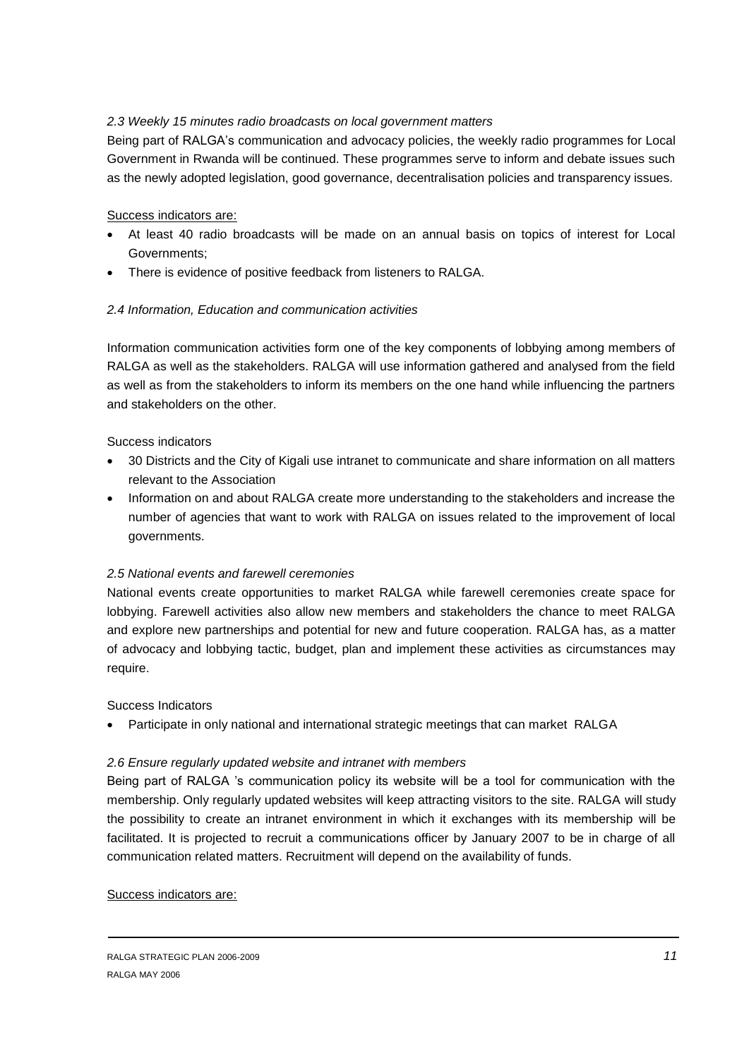*2.3 Weekly 15 minutes radio broadcasts on local government matters*

Being part of RALGA's communication and advocacy policies, the weekly radio programmes for Local Government in Rwanda will be continued. These programmes serve to inform and debate issues such as the newly adopted legislation, good governance, decentralisation policies and transparency issues.

<u>Success indicators are:</u>

- At least 40 radio broadcasts will be made on an annual basis on topics of interest for Local Governments;
- There is evidence of positive feedback from listeners to RALGA.

*2.4 Information, Education and communication activities*

Information communication activities form one of the key components of lobbying among members of RALGA as well as the stakeholders. RALGA will use information gathered and analysed from the field as well as from the stakeholders to inform its members on the one hand while influencing the partners and stakeholders on the other.

Success indicators

- 30 Districts and the City of Kigali use intranet to communicate and share information on all matters relevant to the Association
- Information on and about RALGA create more understanding to the stakeholders and increase the number of agencies that want to work with RALGA on issues related to the improvement of local governments.

*2.5 National events and farewell ceremonies*

National events create opportunities to market RALGA while farewell ceremonies create space for lobbying. Farewell activities also allow new members and stakeholders the chance to meet RALGA and explore new partnerships and potential for new and future cooperation. RALGA has, as a matter of advocacy and lobbying tactic, budget, plan and implement these activities as circumstances may require.

Success Indicators

- Participate in only national and international strategic meetings that can market RALGA

*2.6 Ensure regularly updated website and intranet with members*

Being part of RALGA 's communication policy its website will be a tool for communication with the membership. Only regularly updated websites will keep attracting visitors to the site. RALGA will study the possibility to create an intranet environment in which it exchanges with its membership will be facilitated. It is projected to recruit a communications officer by January 2007 to be in charge of all communication related matters. Recruitment will depend on the availability of funds.

<u>Success indicators are:</u>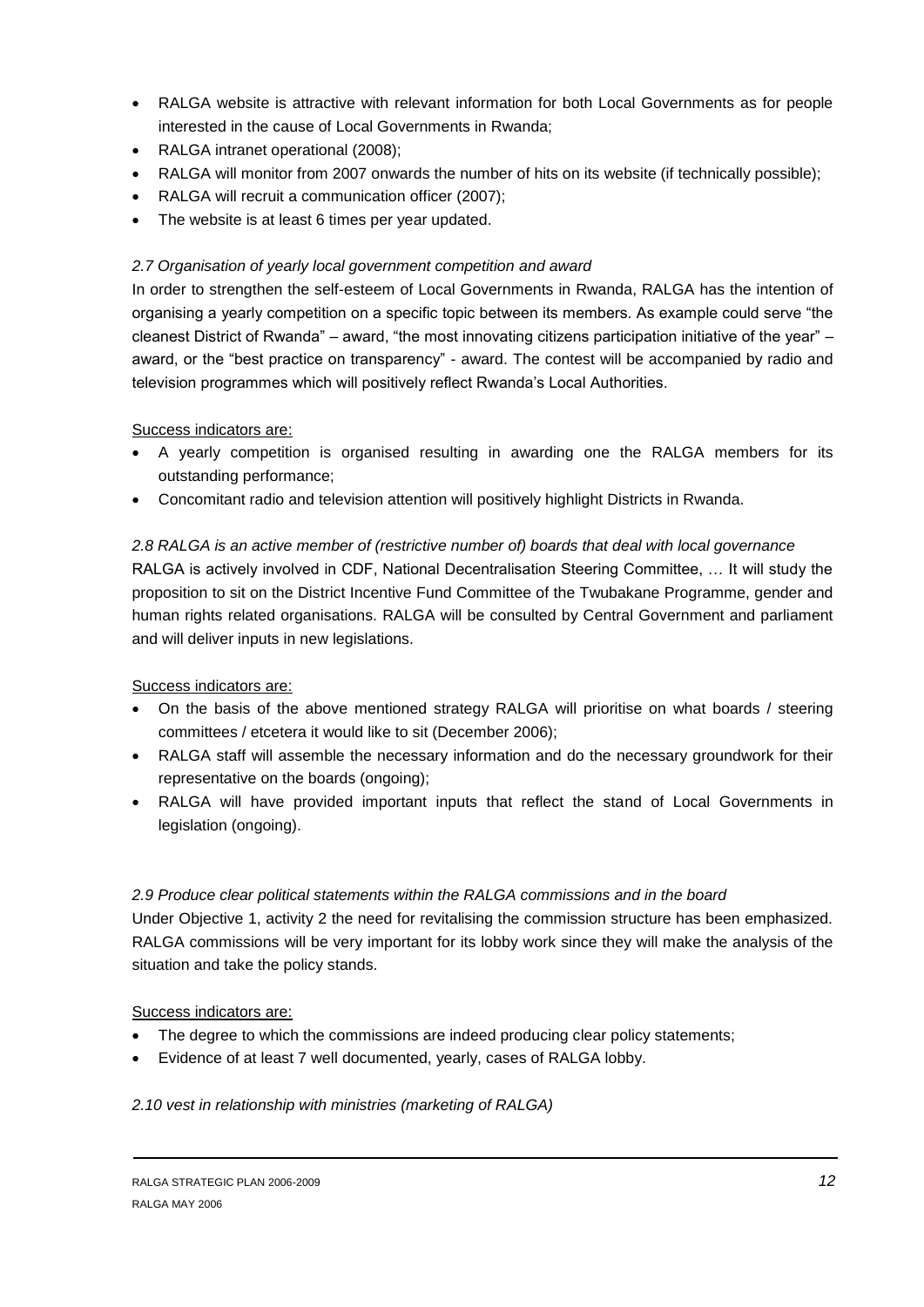- RALGA website is attractive with relevant information for both Local Governments as for people interested in the cause of Local Governments in Rwanda;
- RALGA intranet operational (2008);
- RALGA will monitor from 2007 onwards the number of hits on its website (if technically possible);
- RALGA will recruit a communication officer (2007);
- The website is at least 6 times per year updated.

*2.7 Organisation of yearly local government competition and award*

In order to strengthen the self-esteem of Local Governments in Rwanda, RALGA has the intention of organising a yearly competition on a specific topic between its members. As example could serve "the cleanest District of Rwanda" – award, "the most innovating citizens participation initiative of the year" – award, or the "best practice on transparency" - award. The contest will be accompanied by radio and television programmes which will positively reflect Rwanda's Local Authorities.

Success indicators are:

- A yearly competition is organised resulting in awarding one the RALGA members for its outstanding performance;
- Concomitant radio and television attention will positively highlight Districts in Rwanda.

*2.8 RALGA is an active member of (restrictive number of) boards that deal with local governance*

RALGA is actively involved in CDF, National Decentralisation Steering Committee, … It will study the proposition to sit on the District Incentive Fund Committee of the Twubakane Programme, gender and human rights related organisations. RALGA will be consulted by Central Government and parliament and will deliver inputs in new legislations.

Success indicators are:

- On the basis of the above mentioned strategy RALGA will prioritise on what boards / steering committees / etcetera it would like to sit (December 2006);
- RALGA staff will assemble the necessary information and do the necessary groundwork for their representative on the boards (ongoing);
- RALGA will have provided important inputs that reflect the stand of Local Governments in legislation (ongoing).

*2.9 Produce clear political statements within the RALGA commissions and in the board*

Under Objective 1, activity 2 the need for revitalising the commission structure has been emphasized. RALGA commissions will be very important for its lobby work since they will make the analysis of the situation and take the policy stands.

Success indicators are:

- The degree to which the commissions are indeed producing clear policy statements;
- Evidence of at least 7 well documented, yearly, cases of RALGA lobby.

*2.10 vest in relationship with ministries (marketing of RALGA)*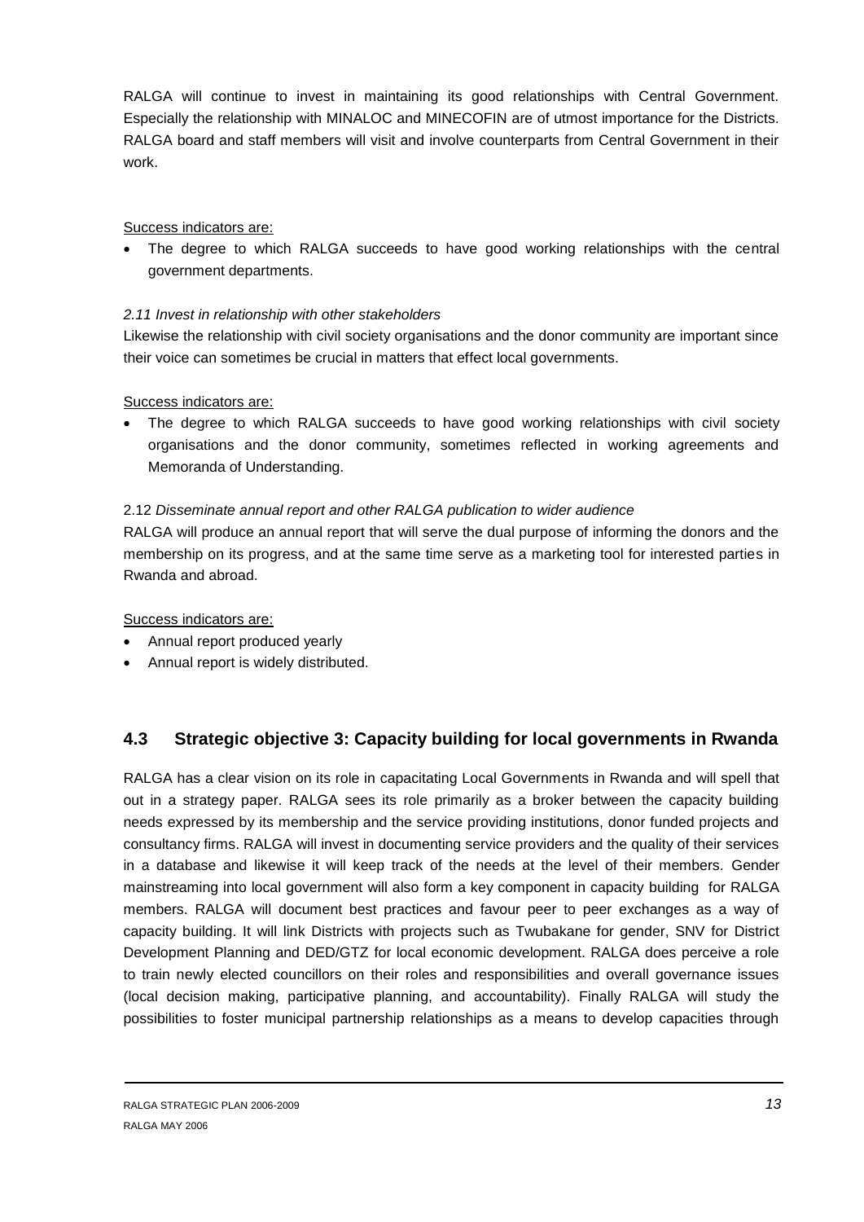RALGA will continue to invest in maintaining its good relationships with Central Government. Especially the relationship with MINALOC and MINECOFIN are of utmost importance for the Districts. RALGA board and staff members will visit and involve counterparts from Central Government in their work.

Success indicators are:

- The degree to which RALGA succeeds to have good working relationships with the central government departments.

*2.11 Invest in relationship with other stakeholders*

Likewise the relationship with civil society organisations and the donor community are important since their voice can sometimes be crucial in matters that effect local governments.

Success indicators are:

- The degree to which RALGA succeeds to have good working relationships with civil society organisations and the donor community, sometimes reflected in working agreements and Memoranda of Understanding.

2.12 *Disseminate annual report and other RALGA publication to wider audience*

RALGA will produce an annual report that will serve the dual purpose of informing the donors and the membership on its progress, and at the same time serve as a marketing tool for interested parties in Rwanda and abroad.

Success indicators are:

- Annual report produced yearly
- Annual report is widely distributed.

## 4.3 Strategic objective 3: Capacity building for local governments in Rwanda

RALGA has a clear vision on its role in capacitating Local Governments in Rwanda and will spell that out in a strategy paper. RALGA sees its role primarily as a broker between the capacity building needs expressed by its membership and the service providing institutions, donor funded projects and consultancy firms. RALGA will invest in documenting service providers and the quality of their services in a database and likewise it will keep track of the needs at the level of their members. Gender mainstreaming into local government will also form a key component in capacity building for RALGA members. RALGA will document best practices and favour peer to peer exchanges as a way of capacity building. It will link Districts with projects such as Twubakane for gender, SNV for District Development Planning and DED/GTZ for local economic development. RALGA does perceive a role to train newly elected councillors on their roles and responsibilities and overall governance issues (local decision making, participative planning, and accountability). Finally RALGA will study the possibilities to foster municipal partnership relationships as a means to develop capacities through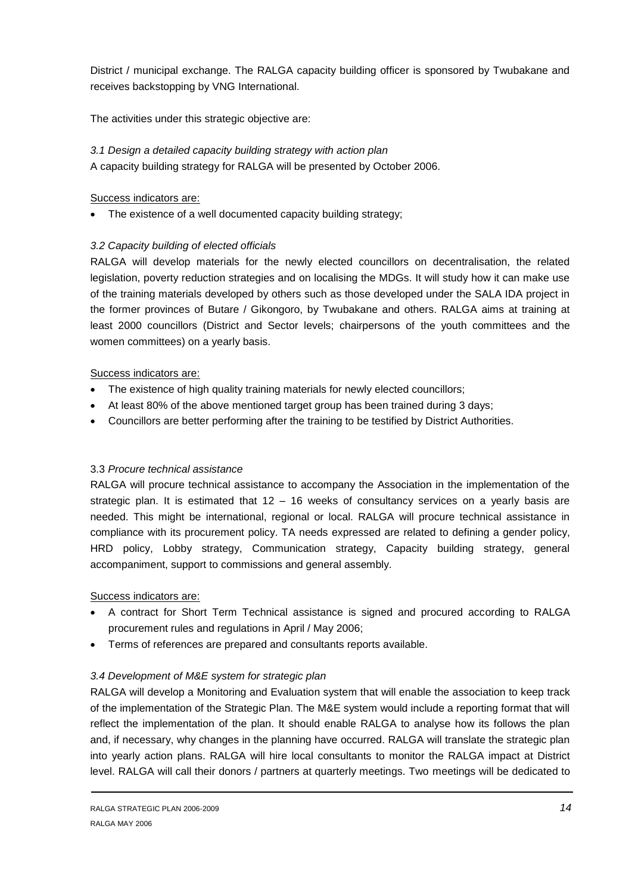District / municipal exchange. The RALGA capacity building officer is sponsored by Twubakane and receives backstopping by VNG International.

The activities under this strategic objective are:

*3.1 Design a detailed capacity building strategy with action plan*

A capacity building strategy for RALGA will be presented by October 2006.

Success indicators are:

- The existence of a well documented capacity building strategy;

*3.2 Capacity building of elected officials*

RALGA will develop materials for the newly elected councillors on decentralisation, the related legislation, poverty reduction strategies and on localising the MDGs. It will study how it can make use of the training materials developed by others such as those developed under the SALA IDA project in the former provinces of Butare / Gikongoro, by Twubakane and others. RALGA aims at training at least 2000 councillors (District and Sector levels; chairpersons of the youth committees and the women committees) on a yearly basis.

Success indicators are:

- The existence of high quality training materials for newly elected councillors;
- At least 80% of the above mentioned target group has been trained during 3 days;
- Councillors are better performing after the training to be testified by District Authorities.

3.3 *Procure technical assistance*

RALGA will procure technical assistance to accompany the Association in the implementation of the strategic plan. It is estimated that 12 – 16 weeks of consultancy services on a yearly basis are needed. This might be international, regional or local. RALGA will procure technical assistance in compliance with its procurement policy. TA needs expressed are related to defining a gender policy, HRD policy, Lobby strategy, Communication strategy, Capacity building strategy, general accompaniment, support to commissions and general assembly.

Success indicators are:

- A contract for Short Term Technical assistance is signed and procured according to RALGA procurement rules and regulations in April / May 2006;
- Terms of references are prepared and consultants reports available.

*3.4 Development of M&E system for strategic plan*

RALGA will develop a Monitoring and Evaluation system that will enable the association to keep track of the implementation of the Strategic Plan. The M&E system would include a reporting format that will reflect the implementation of the plan. It should enable RALGA to analyse how its follows the plan and, if necessary, why changes in the planning have occurred. RALGA will translate the strategic plan into yearly action plans. RALGA will hire local consultants to monitor the RALGA impact at District level. RALGA will call their donors / partners at quarterly meetings. Two meetings will be dedicated to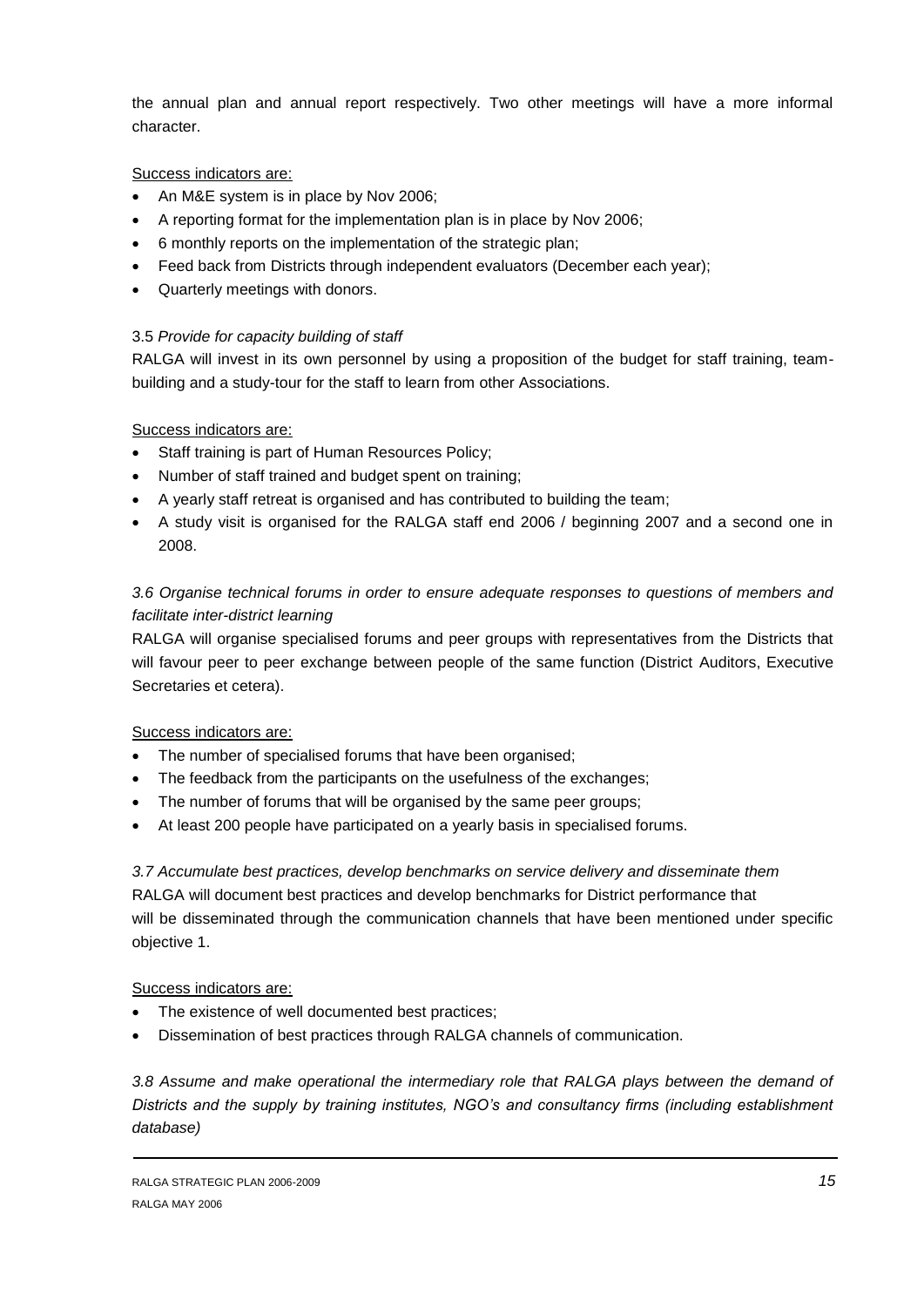the annual plan and annual report respectively. Two other meetings will have a more informal character.

Success indicators are:

- An M&E system is in place by Nov 2006;
- A reporting format for the implementation plan is in place by Nov 2006;
- 6 monthly reports on the implementation of the strategic plan;
- Feed back from Districts through independent evaluators (December each year);
- Quarterly meetings with donors.

3.5 *Provide for capacity building of staff*

RALGA will invest in its own personnel by using a proposition of the budget for staff training, team-building and a study-tour for the staff to learn from other Associations.

Success indicators are:

- Staff training is part of Human Resources Policy;
- Number of staff trained and budget spent on training;
- A yearly staff retreat is organised and has contributed to building the team;
- A study visit is organised for the RALGA staff end 2006 / beginning 2007 and a second one in 2008.

*3.6 Organise technical forums in order to ensure adequate responses to questions of members and facilitate inter-district learning*

RALGA will organise specialised forums and peer groups with representatives from the Districts that will favour peer to peer exchange between people of the same function (District Auditors, Executive Secretaries et cetera).

Success indicators are:

- The number of specialised forums that have been organised;
- The feedback from the participants on the usefulness of the exchanges;
- The number of forums that will be organised by the same peer groups;
- At least 200 people have participated on a yearly basis in specialised forums.

*3.7 Accumulate best practices, develop benchmarks on service delivery and disseminate them*

RALGA will document best practices and develop benchmarks for District performance that will be disseminated through the communication channels that have been mentioned under specific objective 1.

Success indicators are:

- The existence of well documented best practices;
- Dissemination of best practices through RALGA channels of communication.

*3.8 Assume and make operational the intermediary role that RALGA plays between the demand of Districts and the supply by training institutes, NGO's and consultancy firms (including establishment database)*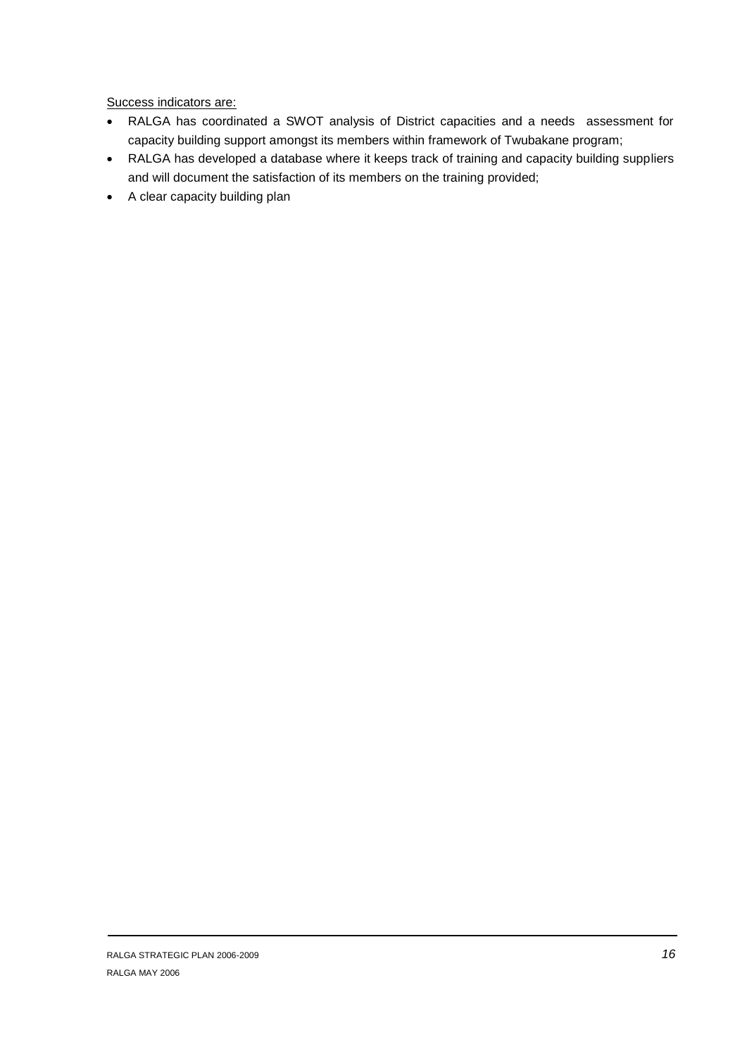Success indicators are:

- RALGA has coordinated a SWOT analysis of District capacities and a needs assessment for capacity building support amongst its members within framework of Twubakane program;
- RALGA has developed a database where it keeps track of training and capacity building suppliers and will document the satisfaction of its members on the training provided;
- A clear capacity building plan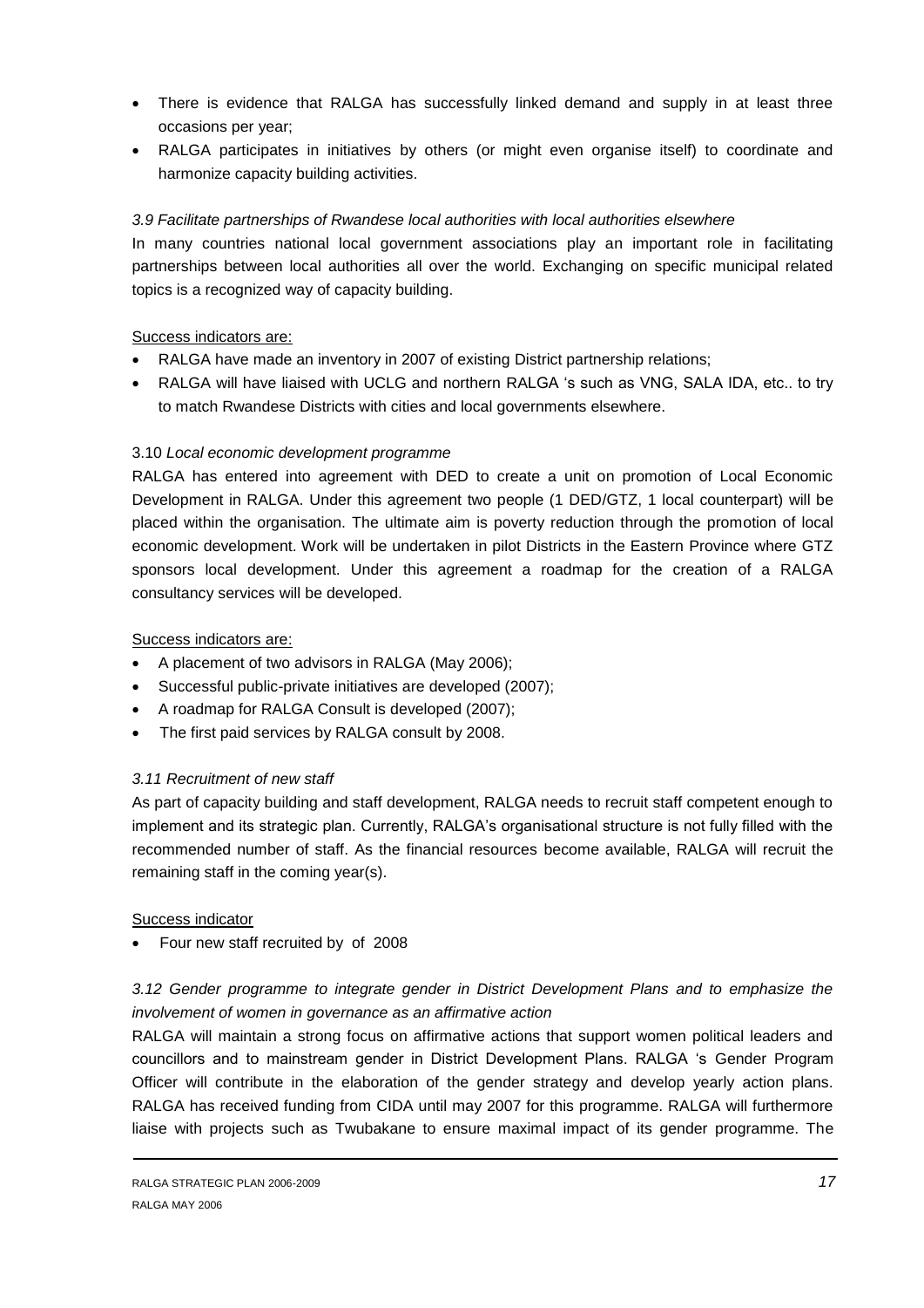- There is evidence that RALGA has successfully linked demand and supply in at least three occasions per year;
- RALGA participates in initiatives by others (or might even organise itself) to coordinate and harmonize capacity building activities.

### *3.9 Facilitate partnerships of Rwandese local authorities with local authorities elsewhere*

In many countries national local government associations play an important role in facilitating partnerships between local authorities all over the world. Exchanging on specific municipal related topics is a recognized way of capacity building.

Success indicators are:

- RALGA have made an inventory in 2007 of existing District partnership relations;
- RALGA will have liaised with UCLG and northern RALGA 's such as VNG, SALA IDA, etc.. to try to match Rwandese Districts with cities and local governments elsewhere.

### 3.10 *Local economic development programme*

RALGA has entered into agreement with DED to create a unit on promotion of Local Economic Development in RALGA. Under this agreement two people (1 DED/GTZ, 1 local counterpart) will be placed within the organisation. The ultimate aim is poverty reduction through the promotion of local economic development. Work will be undertaken in pilot Districts in the Eastern Province where GTZ sponsors local development. Under this agreement a roadmap for the creation of a RALGA consultancy services will be developed.

Success indicators are:

- A placement of two advisors in RALGA (May 2006);
- Successful public-private initiatives are developed (2007);
- A roadmap for RALGA Consult is developed (2007);
- The first paid services by RALGA consult by 2008.

### *3.11 Recruitment of new staff*

As part of capacity building and staff development, RALGA needs to recruit staff competent enough to implement and its strategic plan. Currently, RALGA's organisational structure is not fully filled with the recommended number of staff. As the financial resources become available, RALGA will recruit the remaining staff in the coming year(s).

Success indicator

- Four new staff recruited by of 2008

### *3.12 Gender programme to integrate gender in District Development Plans and to emphasize the involvement of women in governance as an affirmative action*

RALGA will maintain a strong focus on affirmative actions that support women political leaders and councillors and to mainstream gender in District Development Plans. RALGA 's Gender Program Officer will contribute in the elaboration of the gender strategy and develop yearly action plans. RALGA has received funding from CIDA until may 2007 for this programme. RALGA will furthermore liaise with projects such as Twubakane to ensure maximal impact of its gender programme. The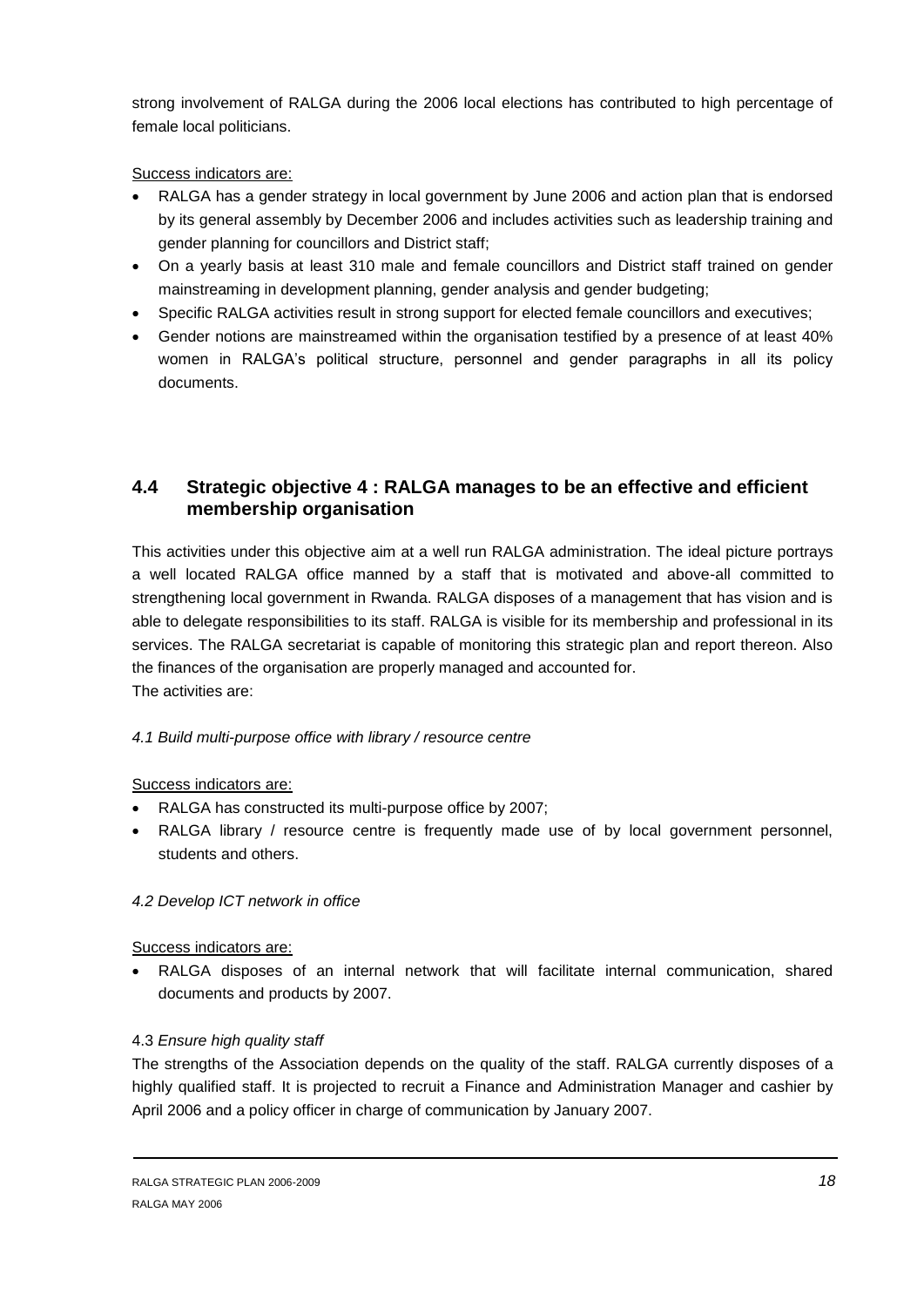strong involvement of RALGA during the 2006 local elections has contributed to high percentage of female local politicians.

Success indicators are:

- RALGA has a gender strategy in local government by June 2006 and action plan that is endorsed by its general assembly by December 2006 and includes activities such as leadership training and gender planning for councillors and District staff;
- On a yearly basis at least 310 male and female councillors and District staff trained on gender mainstreaming in development planning, gender analysis and gender budgeting;
- Specific RALGA activities result in strong support for elected female councillors and executives;
- Gender notions are mainstreamed within the organisation testified by a presence of at least 40% women in RALGA's political structure, personnel and gender paragraphs in all its policy documents.

## 4.4 Strategic objective 4 : RALGA manages to be an effective and efficient membership organisation

This activities under this objective aim at a well run RALGA administration. The ideal picture portrays a well located RALGA office manned by a staff that is motivated and above-all committed to strengthening local government in Rwanda. RALGA disposes of a management that has vision and is able to delegate responsibilities to its staff. RALGA is visible for its membership and professional in its services. The RALGA secretariat is capable of monitoring this strategic plan and report thereon. Also the finances of the organisation are properly managed and accounted for.
The activities are:

*4.1 Build multi-purpose office with library / resource centre*

Success indicators are:

- RALGA has constructed its multi-purpose office by 2007;
- RALGA library / resource centre is frequently made use of by local government personnel, students and others.

*4.2 Develop ICT network in office*

Success indicators are:

- RALGA disposes of an internal network that will facilitate internal communication, shared documents and products by 2007.

4.3 *Ensure high quality staff*

The strengths of the Association depends on the quality of the staff. RALGA currently disposes of a highly qualified staff. It is projected to recruit a Finance and Administration Manager and cashier by April 2006 and a policy officer in charge of communication by January 2007.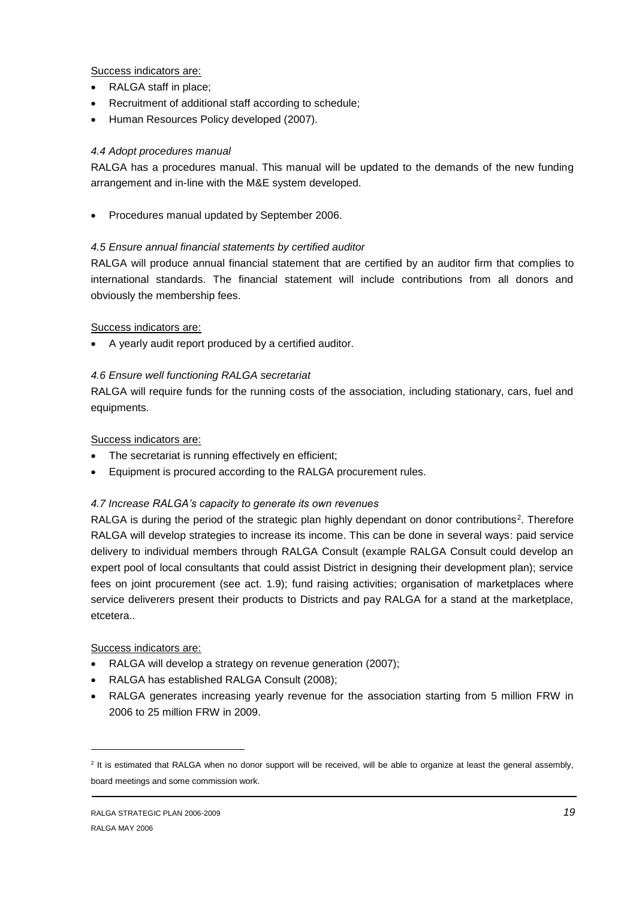Success indicators are:

- RALGA staff in place;
- Recruitment of additional staff according to schedule;
- Human Resources Policy developed (2007).

*4.4 Adopt procedures manual*

RALGA has a procedures manual. This manual will be updated to the demands of the new funding arrangement and in-line with the M&E system developed.

- Procedures manual updated by September 2006.

*4.5 Ensure annual financial statements by certified auditor*

RALGA will produce annual financial statement that are certified by an auditor firm that complies to international standards. The financial statement will include contributions from all donors and obviously the membership fees.

Success indicators are:

- A yearly audit report produced by a certified auditor.

*4.6 Ensure well functioning RALGA secretariat*

RALGA will require funds for the running costs of the association, including stationary, cars, fuel and equipments.

Success indicators are:

- The secretariat is running effectively en efficient;
- Equipment is procured according to the RALGA procurement rules.

*4.7 Increase RALGA's capacity to generate its own revenues*

RALGA is during the period of the strategic plan highly dependant on donor contributions[2]. Therefore RALGA will develop strategies to increase its income. This can be done in several ways: paid service delivery to individual members through RALGA Consult (example RALGA Consult could develop an expert pool of local consultants that could assist District in designing their development plan); service fees on joint procurement (see act. 1.9); fund raising activities; organisation of marketplaces where service deliverers present their products to Districts and pay RALGA for a stand at the marketplace, etcetera..

Success indicators are:

- RALGA will develop a strategy on revenue generation (2007);
- RALGA has established RALGA Consult (2008);
- RALGA generates increasing yearly revenue for the association starting from 5 million FRW in 2006 to 25 million FRW in 2009.

---

[2] It is estimated that RALGA when no donor support will be received, will be able to organize at least the general assembly, board meetings and some commission work.